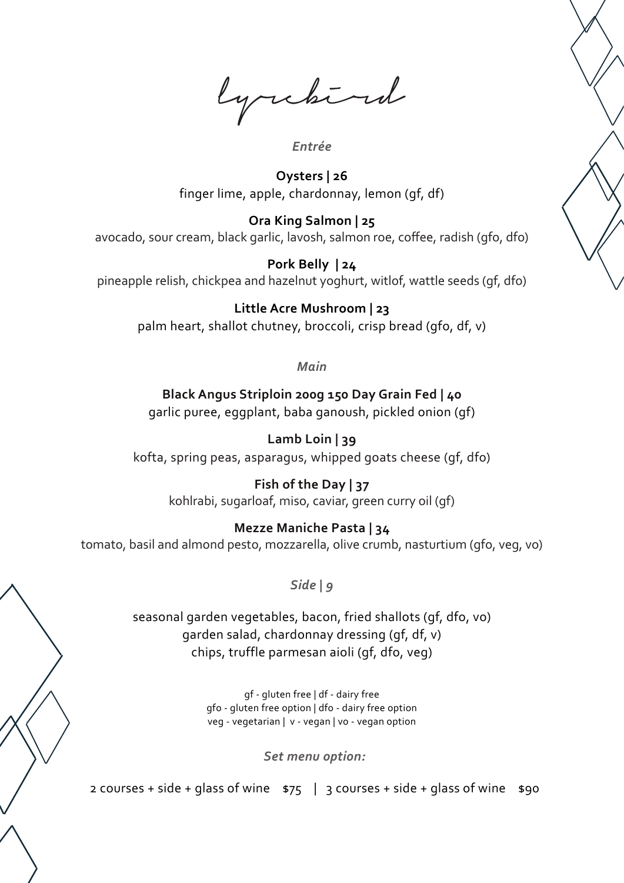# lyrebird

## *Entrée*

**Oysters | 26**
finger lime, apple, chardonnay, lemon (gf, df)

**Ora King Salmon | 25**
avocado, sour cream, black garlic, lavosh, salmon roe, coffee, radish (gfo, dfo)

**Pork Belly | 24**
pineapple relish, chickpea and hazelnut yoghurt, witlof, wattle seeds (gf, dfo)

**Little Acre Mushroom | 23**
palm heart, shallot chutney, broccoli, crisp bread (gfo, df, v)

## *Main*

**Black Angus Striploin 200g 150 Day Grain Fed | 40**
garlic puree, eggplant, baba ganoush, pickled onion (gf)

**Lamb Loin | 39**
kofta, spring peas, asparagus, whipped goats cheese (gf, dfo)

**Fish of the Day | 37**
kohlrabi, sugarloaf, miso, caviar, green curry oil (gf)

**Mezze Maniche Pasta | 34**
tomato, basil and almond pesto, mozzarella, olive crumb, nasturtium (gfo, veg, vo)

## *Side | 9*

seasonal garden vegetables, bacon, fried shallots (gf, dfo, vo)
garden salad, chardonnay dressing (gf, df, v)
chips, truffle parmesan aioli (gf, dfo, veg)

gf - gluten free | df - dairy free
gfo - gluten free option | dfo - dairy free option
veg - vegetarian | v - vegan | vo - vegan option

*Set menu option:*

2 courses + side + glass of wine $75 | 3 courses + side + glass of wine $90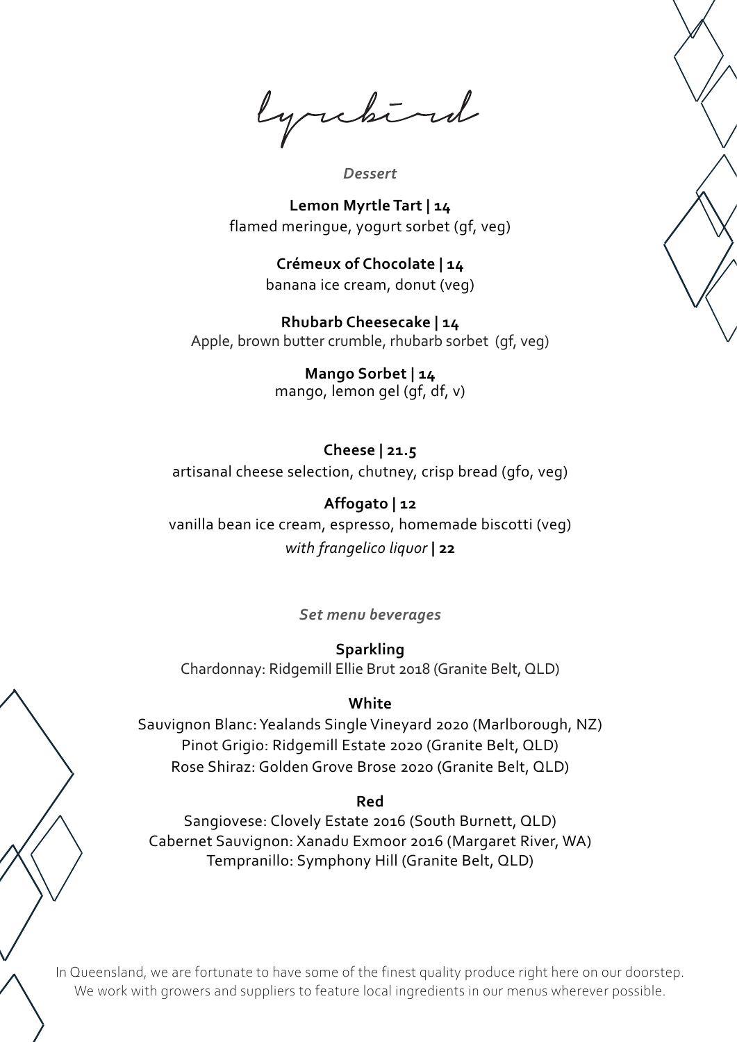# lyrebird

## *Dessert*

**Lemon Myrtle Tart | 14**
flamed meringue, yogurt sorbet (gf, veg)

**Crémeux of Chocolate | 14**
banana ice cream, donut (veg)

**Rhubarb Cheesecake | 14**
Apple, brown butter crumble, rhubarb sorbet (gf, veg)

**Mango Sorbet | 14**
mango, lemon gel (gf, df, v)

**Cheese | 21.5**
artisanal cheese selection, chutney, crisp bread (gfo, veg)

**Affogato | 12**
vanilla bean ice cream, espresso, homemade biscotti (veg)
*with frangelico liquor* **| 22**

## *Set menu beverages*

**Sparkling**
Chardonnay: Ridgemill Ellie Brut 2018 (Granite Belt, QLD)

**White**
Sauvignon Blanc: Yealands Single Vineyard 2020 (Marlborough, NZ)
Pinot Grigio: Ridgemill Estate 2020 (Granite Belt, QLD)
Rose Shiraz: Golden Grove Brose 2020 (Granite Belt, QLD)

**Red**
Sangiovese: Clovely Estate 2016 (South Burnett, QLD)
Cabernet Sauvignon: Xanadu Exmoor 2016 (Margaret River, WA)
Tempranillo: Symphony Hill (Granite Belt, QLD)

In Queensland, we are fortunate to have some of the finest quality produce right here on our doorstep. We work with growers and suppliers to feature local ingredients in our menus wherever possible.